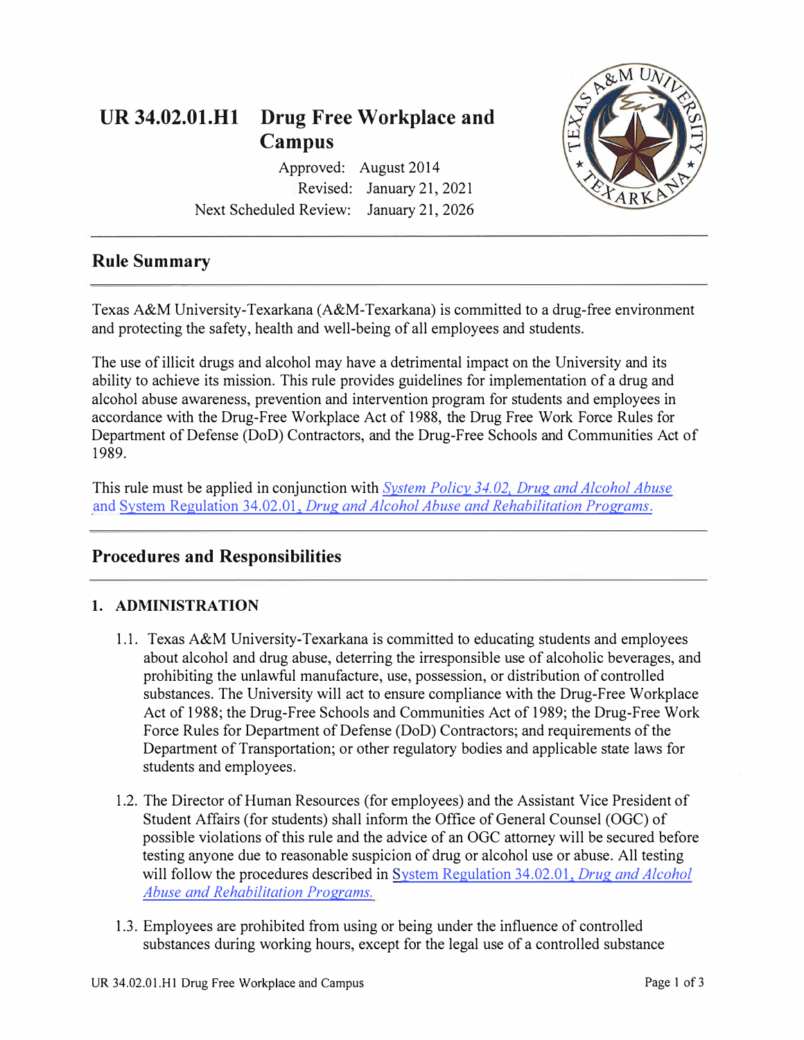# UR 34.02.01.H1 Drug Free Workplace and Campus

Approved: August 2014
Revised: January 21, 2021
Next Scheduled Review: January 21, 2026

## Rule Summary

Texas A&M University-Texarkana (A&M-Texarkana) is committed to a drug-free environment and protecting the safety, health and well-being of all employees and students.

The use of illicit drugs and alcohol may have a detrimental impact on the University and its ability to achieve its mission. This rule provides guidelines for implementation of a drug and alcohol abuse awareness, prevention and intervention program for students and employees in accordance with the Drug-Free Workplace Act of 1988, the Drug Free Work Force Rules for Department of Defense (DoD) Contractors, and the Drug-Free Schools and Communities Act of 1989.

This rule must be applied in conjunction with *System Policy 34.02, Drug and Alcohol Abuse* and System Regulation 34.02.01, *Drug and Alcohol Abuse and Rehabilitation Programs.*

## Procedures and Responsibilities

### 1. ADMINISTRATION

1.1. Texas A&M University-Texarkana is committed to educating students and employees about alcohol and drug abuse, deterring the irresponsible use of alcoholic beverages, and prohibiting the unlawful manufacture, use, possession, or distribution of controlled substances. The University will act to ensure compliance with the Drug-Free Workplace Act of 1988; the Drug-Free Schools and Communities Act of 1989; the Drug-Free Work Force Rules for Department of Defense (DoD) Contractors; and requirements of the Department of Transportation; or other regulatory bodies and applicable state laws for students and employees.

1.2. The Director of Human Resources (for employees) and the Assistant Vice President of Student Affairs (for students) shall inform the Office of General Counsel (OGC) of possible violations of this rule and the advice of an OGC attorney will be secured before testing anyone due to reasonable suspicion of drug or alcohol use or abuse. All testing will follow the procedures described in System Regulation 34.02.01, *Drug and Alcohol Abuse and Rehabilitation Programs.*

1.3. Employees are prohibited from using or being under the influence of controlled substances during working hours, except for the legal use of a controlled substance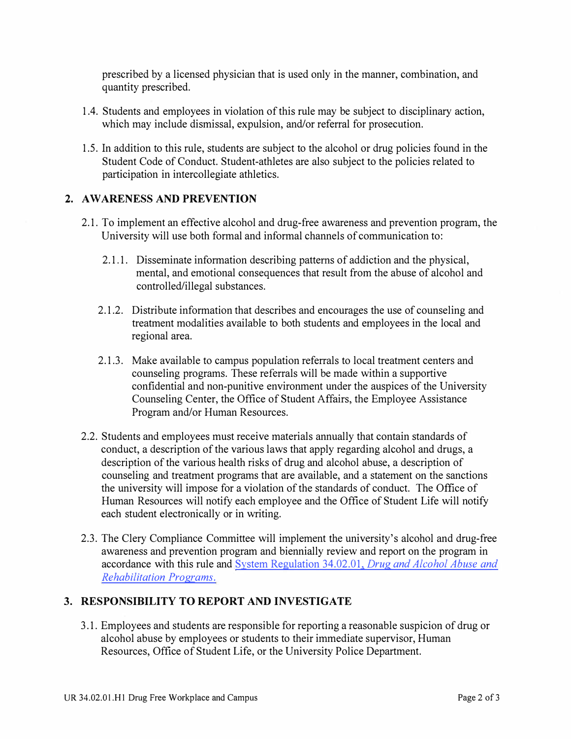prescribed by a licensed physician that is used only in the manner, combination, and quantity prescribed.

1.4. Students and employees in violation of this rule may be subject to disciplinary action, which may include dismissal, expulsion, and/or referral for prosecution.

1.5. In addition to this rule, students are subject to the alcohol or drug policies found in the Student Code of Conduct. Student-athletes are also subject to the policies related to participation in intercollegiate athletics.

## 2. AWARENESS AND PREVENTION

2.1. To implement an effective alcohol and drug-free awareness and prevention program, the University will use both formal and informal channels of communication to:

2.1.1. Disseminate information describing patterns of addiction and the physical, mental, and emotional consequences that result from the abuse of alcohol and controlled/illegal substances.

2.1.2. Distribute information that describes and encourages the use of counseling and treatment modalities available to both students and employees in the local and regional area.

2.1.3. Make available to campus population referrals to local treatment centers and counseling programs. These referrals will be made within a supportive confidential and non-punitive environment under the auspices of the University Counseling Center, the Office of Student Affairs, the Employee Assistance Program and/or Human Resources.

2.2. Students and employees must receive materials annually that contain standards of conduct, a description of the various laws that apply regarding alcohol and drugs, a description of the various health risks of drug and alcohol abuse, a description of counseling and treatment programs that are available, and a statement on the sanctions the university will impose for a violation of the standards of conduct. The Office of Human Resources will notify each employee and the Office of Student Life will notify each student electronically or in writing.

2.3. The Clery Compliance Committee will implement the university's alcohol and drug-free awareness and prevention program and biennially review and report on the program in accordance with this rule and System Regulation 34.02.01, *Drug and Alcohol Abuse and Rehabilitation Programs.*

## 3. RESPONSIBILITY TO REPORT AND INVESTIGATE

3.1. Employees and students are responsible for reporting a reasonable suspicion of drug or alcohol abuse by employees or students to their immediate supervisor, Human Resources, Office of Student Life, or the University Police Department.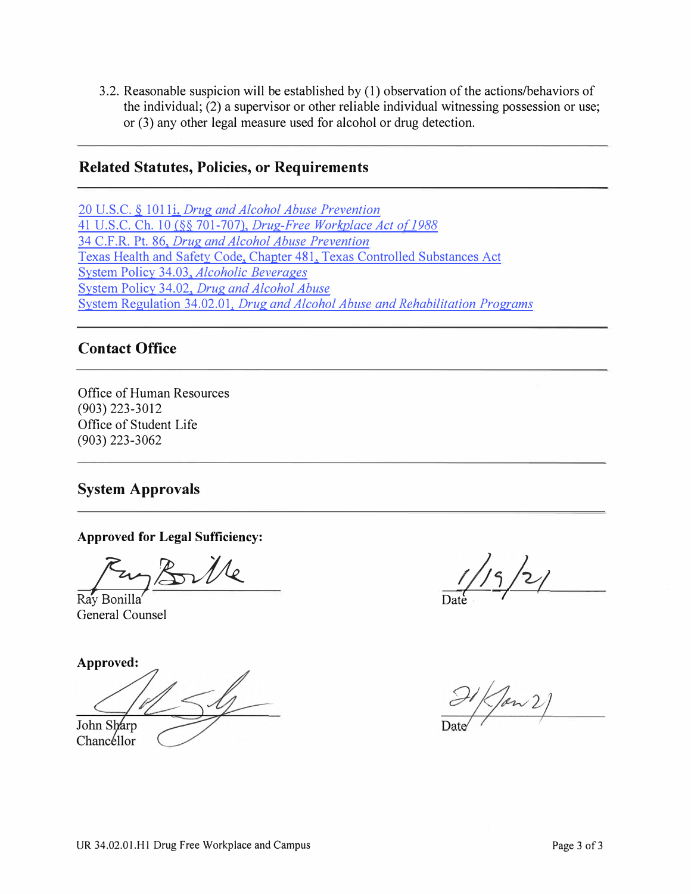3.2. Reasonable suspicion will be established by (1) observation of the actions/behaviors of the individual; (2) a supervisor or other reliable individual witnessing possession or use; or (3) any other legal measure used for alcohol or drug detection.

## Related Statutes, Policies, or Requirements

20 U.S.C. § 1011i, *Drug and Alcohol Abuse Prevention*
41 U.S.C. Ch. 10 (§§ 701-707), *Drug-Free Workplace Act of 1988*
34 C.F.R. Pt. 86, *Drug and Alcohol Abuse Prevention*
Texas Health and Safety Code, Chapter 481, Texas Controlled Substances Act
System Policy 34.03, *Alcoholic Beverages*
System Policy 34.02, *Drug and Alcohol Abuse*
System Regulation 34.02.01, *Drug and Alcohol Abuse and Rehabilitation Programs*

## Contact Office

Office of Human Resources
(903) 223-3012
Office of Student Life
(903) 223-3062

## System Approvals

**Approved for Legal Sufficiency:**

Ray Bonilla
General Counsel

Date: 1/19/21

**Approved:**

John Sharp
Chancellor

Date: 21 Jan 21

UR 34.02.01.H1 Drug Free Workplace and Campus